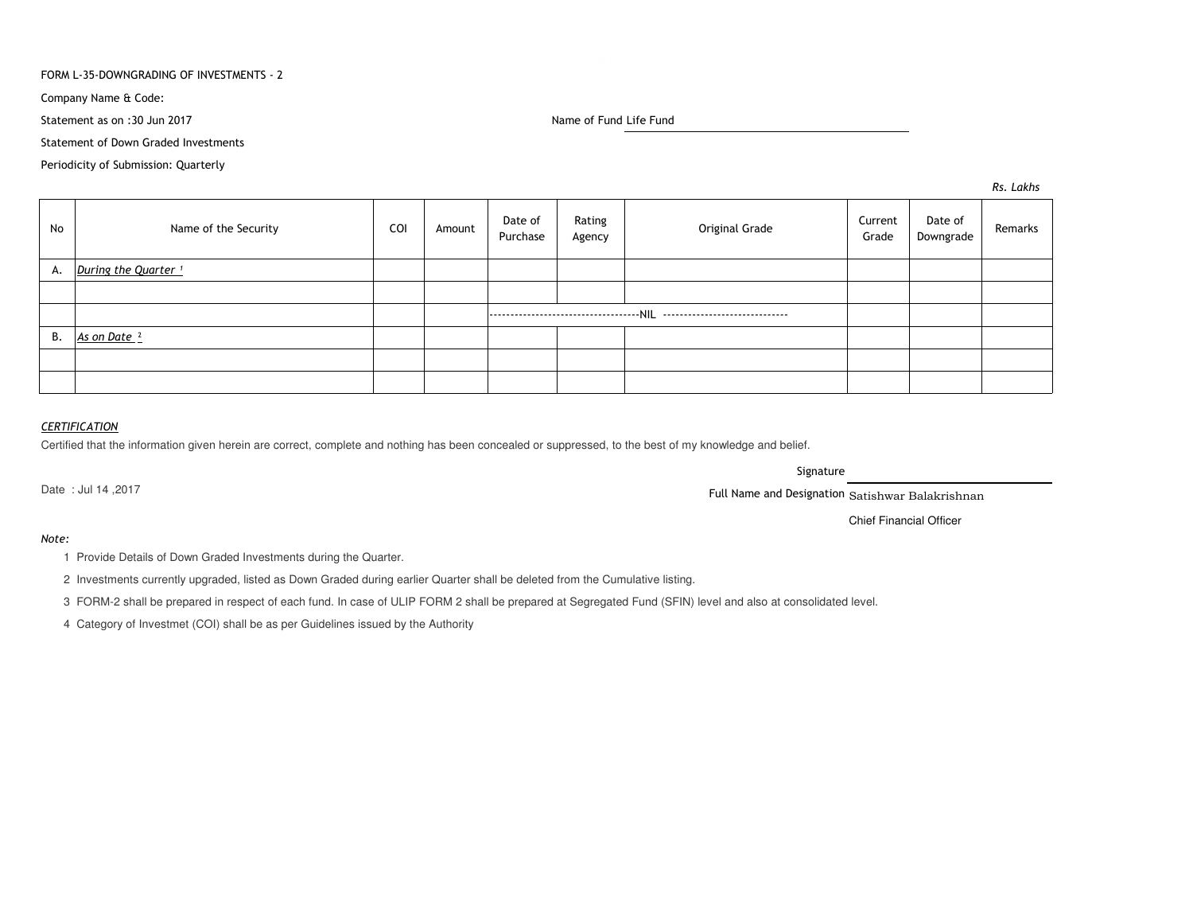FORM L-35-DOWNGRADING OF INVESTMENTS - 2

Company Name & Code:

Statement as on :30 Jun 2017

Name of Fund Life Fund

Statement of Down Graded Investments

Periodicity of Submission: Quarterly

*Rs. Lakhs*

| No | Name of the Security | COI | Amount | Date of Purchase | Rating Agency | Original Grade | Current Grade | Date of Downgrade | Remarks |
|---|---|---|---|---|---|---|---|---|---|
| A. | *During the Quarter* [1] | | | | | | | | |
| | | | | | | | | | |
| | | | | -----------------------------------NIL ----------------------------- | | | | | |
| B. | *As on Date* [2] | | | | | | | | |
| | | | | | | | | | |
| | | | | | | | | | |

*CERTIFICATION*

Certified that the information given herein are correct, complete and nothing has been concealed or suppressed, to the best of my knowledge and belief.

Signature

Date : Jul 14 ,2017

Full Name and Designation Satishwar Balakrishnan

Chief Financial Officer

*Note:*

1 Provide Details of Down Graded Investments during the Quarter.

2 Investments currently upgraded, listed as Down Graded during earlier Quarter shall be deleted from the Cumulative listing.

3 FORM-2 shall be prepared in respect of each fund. In case of ULIP FORM 2 shall be prepared at Segregated Fund (SFIN) level and also at consolidated level.

4 Category of Investmet (COI) shall be as per Guidelines issued by the Authority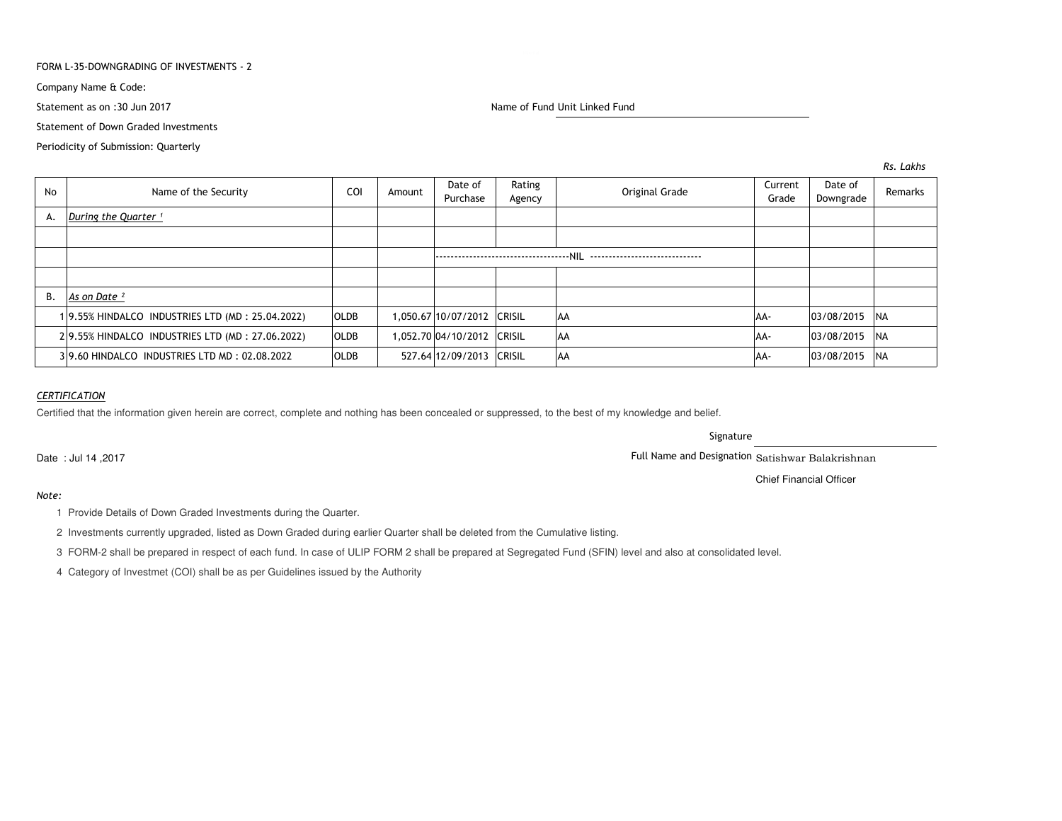FORM L-35-DOWNGRADING OF INVESTMENTS - 2

Company Name & Code:

Statement as on :30 Jun 2017

Name of Fund Unit Linked Fund

Statement of Down Graded Investments

Periodicity of Submission: Quarterly

*Rs. Lakhs*

| No | Name of the Security | COI | Amount | Date of Purchase | Rating Agency | Original Grade | Current Grade | Date of Downgrade | Remarks |
|---|---|---|---|---|---|---|---|---|---|
| A. | *During the Quarter* [1] | | | | | | | | |
| | | | | | | | | | |
| | | | | -------------------------------------NIL ------------------------------ | | | | | |
| | | | | | | | | | |
| B. | *As on Date* [2] | | | | | | | | |
| 1 | 9.55% HINDALCO INDUSTRIES LTD (MD : 25.04.2022) | OLDB | 1,050.67 | 10/07/2012 | CRISIL | AA | AA- | 03/08/2015 | NA |
| 2 | 9.55% HINDALCO INDUSTRIES LTD (MD : 27.06.2022) | OLDB | 1,052.70 | 04/10/2012 | CRISIL | AA | AA- | 03/08/2015 | NA |
| 3 | 9.60 HINDALCO INDUSTRIES LTD MD : 02.08.2022 | OLDB | 527.64 | 12/09/2013 | CRISIL | AA | AA- | 03/08/2015 | NA |

*CERTIFICATION*

Certified that the information given herein are correct, complete and nothing has been concealed or suppressed, to the best of my knowledge and belief.

Signature

Date : Jul 14 ,2017

Full Name and Designation Satishwar Balakrishnan

Chief Financial Officer

*Note:*

1. Provide Details of Down Graded Investments during the Quarter.
2. Investments currently upgraded, listed as Down Graded during earlier Quarter shall be deleted from the Cumulative listing.
3. FORM-2 shall be prepared in respect of each fund. In case of ULIP FORM 2 shall be prepared at Segregated Fund (SFIN) level and also at consolidated level.
4. Category of Investmet (COI) shall be as per Guidelines issued by the Authority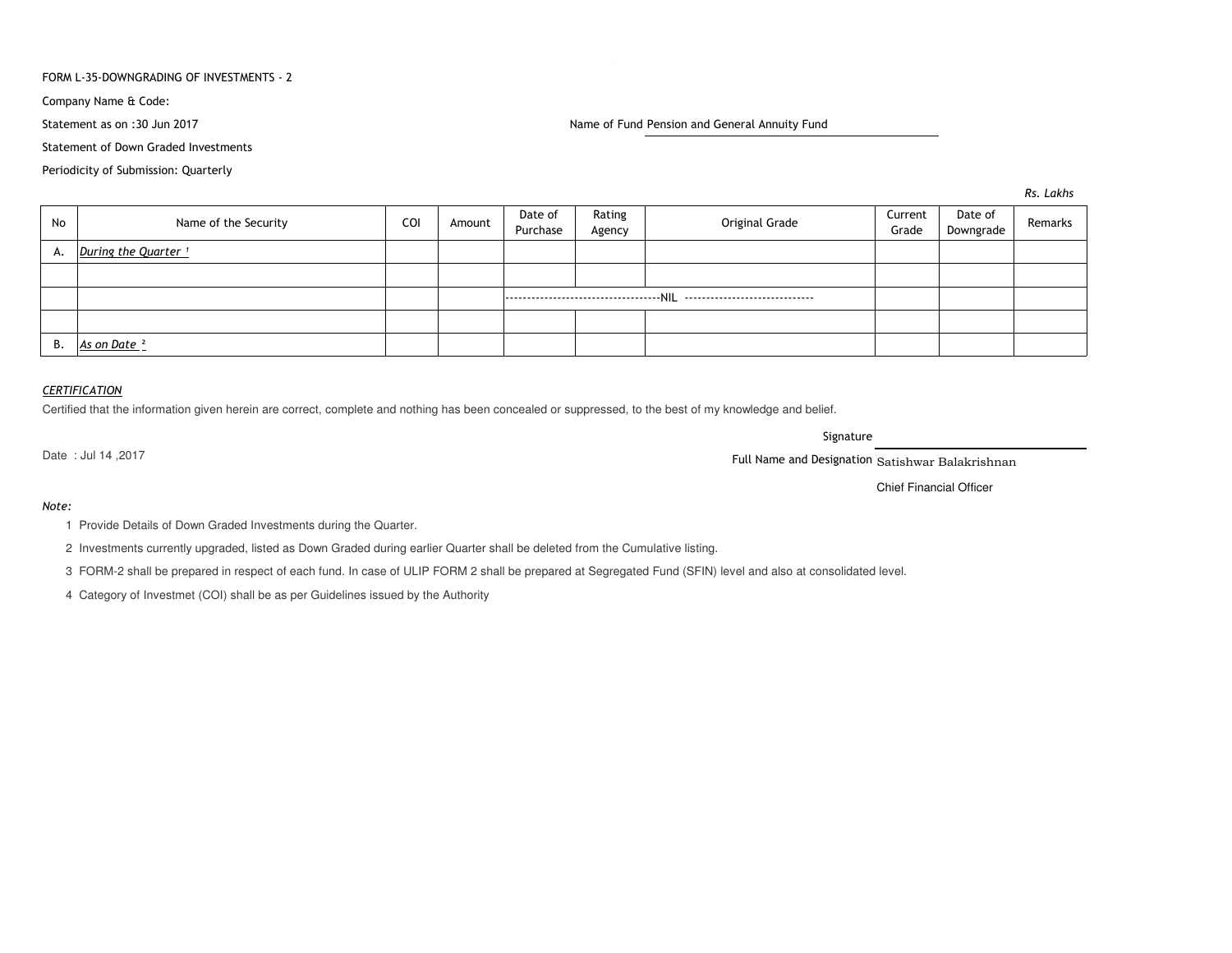FORM L-35-DOWNGRADING OF INVESTMENTS - 2

Company Name & Code:

Statement as on :30 Jun 2017

Name of Fund Pension and General Annuity Fund

Statement of Down Graded Investments

Periodicity of Submission: Quarterly

*Rs. Lakhs*

| No | Name of the Security | COI | Amount | Date of Purchase | Rating Agency | Original Grade | Current Grade | Date of Downgrade | Remarks |
|---|---|---|---|---|---|---|---|---|---|
| A. | *During the Quarter* [1] | | | | | | | | |
| | | | | | | | | | |
| | | | | ------------------------------------NIL ------------------------------ | | | | | |
| | | | | | | | | | |
| B. | *As on Date* [2] | | | | | | | | |

*CERTIFICATION*

Certified that the information given herein are correct, complete and nothing has been concealed or suppressed, to the best of my knowledge and belief.

Signature

Date : Jul 14 ,2017

Full Name and Designation Satishwar Balakrishnan

Chief Financial Officer

*Note:*

1 Provide Details of Down Graded Investments during the Quarter.

2 Investments currently upgraded, listed as Down Graded during earlier Quarter shall be deleted from the Cumulative listing.

3 FORM-2 shall be prepared in respect of each fund. In case of ULIP FORM 2 shall be prepared at Segregated Fund (SFIN) level and also at consolidated level.

4 Category of Investmet (COI) shall be as per Guidelines issued by the Authority